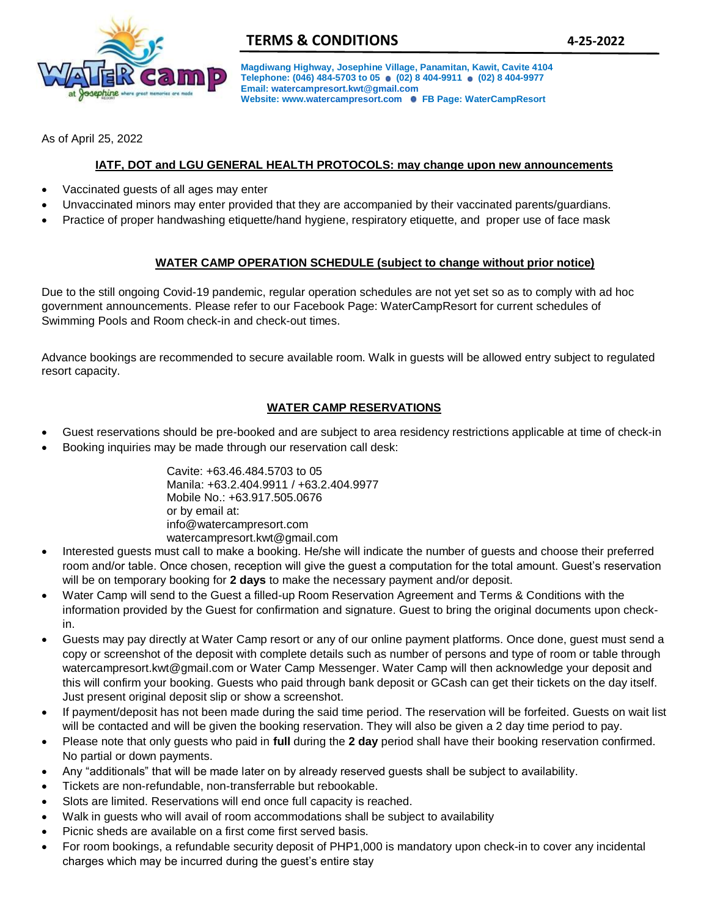# TERMS & CONDITIONS

4-25-2022

**Magdiwang Highway, Josephine Village, Panamitan, Kawit, Cavite 4104**
**Telephone: (046) 484-5703 to 05 • (02) 8 404-9911 • (02) 8 404-9977**
**Email: watercampresort.kwt@gmail.com**
**Website: www.watercampresort.com • FB Page: WaterCampResort**

As of April 25, 2022

## IATF, DOT and LGU GENERAL HEALTH PROTOCOLS: may change upon new announcements

- Vaccinated guests of all ages may enter
- Unvaccinated minors may enter provided that they are accompanied by their vaccinated parents/guardians.
- Practice of proper handwashing etiquette/hand hygiene, respiratory etiquette, and proper use of face mask

## WATER CAMP OPERATION SCHEDULE (subject to change without prior notice)

Due to the still ongoing Covid-19 pandemic, regular operation schedules are not yet set so as to comply with ad hoc government announcements. Please refer to our Facebook Page: WaterCampResort for current schedules of Swimming Pools and Room check-in and check-out times.

Advance bookings are recommended to secure available room. Walk in guests will be allowed entry subject to regulated resort capacity.

## WATER CAMP RESERVATIONS

- Guest reservations should be pre-booked and are subject to area residency restrictions applicable at time of check-in
- Booking inquiries may be made through our reservation call desk:

  Cavite: +63.46.484.5703 to 05
  Manila: +63.2.404.9911 / +63.2.404.9977
  Mobile No.: +63.917.505.0676
  or by email at:
  info@watercampresort.com
  watercampresort.kwt@gmail.com

- Interested guests must call to make a booking. He/she will indicate the number of guests and choose their preferred room and/or table. Once chosen, reception will give the guest a computation for the total amount. Guest's reservation will be on temporary booking for **2 days** to make the necessary payment and/or deposit.
- Water Camp will send to the Guest a filled-up Room Reservation Agreement and Terms & Conditions with the information provided by the Guest for confirmation and signature. Guest to bring the original documents upon check-in.
- Guests may pay directly at Water Camp resort or any of our online payment platforms. Once done, guest must send a copy or screenshot of the deposit with complete details such as number of persons and type of room or table through watercampresort.kwt@gmail.com or Water Camp Messenger. Water Camp will then acknowledge your deposit and this will confirm your booking. Guests who paid through bank deposit or GCash can get their tickets on the day itself. Just present original deposit slip or show a screenshot.
- If payment/deposit has not been made during the said time period. The reservation will be forfeited. Guests on wait list will be contacted and will be given the booking reservation. They will also be given a 2 day time period to pay.
- Please note that only guests who paid in **full** during the **2 day** period shall have their booking reservation confirmed. No partial or down payments.
- Any "additionals" that will be made later on by already reserved guests shall be subject to availability.
- Tickets are non-refundable, non-transferrable but rebookable.
- Slots are limited. Reservations will end once full capacity is reached.
- Walk in guests who will avail of room accommodations shall be subject to availability
- Picnic sheds are available on a first come first served basis.
- For room bookings, a refundable security deposit of PHP1,000 is mandatory upon check-in to cover any incidental charges which may be incurred during the guest's entire stay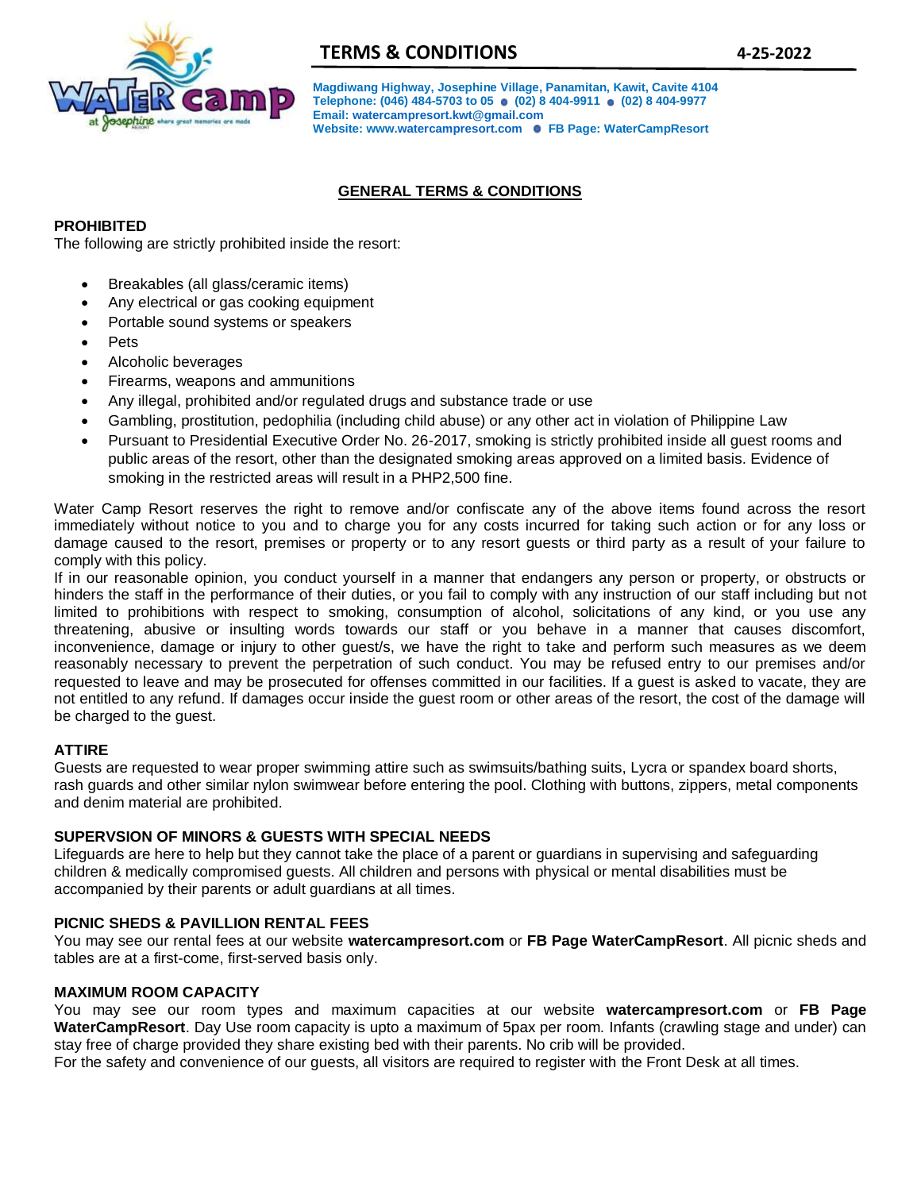# TERMS & CONDITIONS

4-25-2022

**Magdiwang Highway, Josephine Village, Panamitan, Kawit, Cavite 4104**
**Telephone: (046) 484-5703 to 05 ● (02) 8 404-9911 ● (02) 8 404-9977**
**Email: watercampresort.kwt@gmail.com**
**Website: www.watercampresort.com ● FB Page: WaterCampResort**

## GENERAL TERMS & CONDITIONS

### PROHIBITED

The following are strictly prohibited inside the resort:

- Breakables (all glass/ceramic items)
- Any electrical or gas cooking equipment
- Portable sound systems or speakers
- Pets
- Alcoholic beverages
- Firearms, weapons and ammunitions
- Any illegal, prohibited and/or regulated drugs and substance trade or use
- Gambling, prostitution, pedophilia (including child abuse) or any other act in violation of Philippine Law
- Pursuant to Presidential Executive Order No. 26-2017, smoking is strictly prohibited inside all guest rooms and public areas of the resort, other than the designated smoking areas approved on a limited basis. Evidence of smoking in the restricted areas will result in a PHP2,500 fine.

Water Camp Resort reserves the right to remove and/or confiscate any of the above items found across the resort immediately without notice to you and to charge you for any costs incurred for taking such action or for any loss or damage caused to the resort, premises or property or to any resort guests or third party as a result of your failure to comply with this policy.

If in our reasonable opinion, you conduct yourself in a manner that endangers any person or property, or obstructs or hinders the staff in the performance of their duties, or you fail to comply with any instruction of our staff including but not limited to prohibitions with respect to smoking, consumption of alcohol, solicitations of any kind, or you use any threatening, abusive or insulting words towards our staff or you behave in a manner that causes discomfort, inconvenience, damage or injury to other guest/s, we have the right to take and perform such measures as we deem reasonably necessary to prevent the perpetration of such conduct. You may be refused entry to our premises and/or requested to leave and may be prosecuted for offenses committed in our facilities. If a guest is asked to vacate, they are not entitled to any refund. If damages occur inside the guest room or other areas of the resort, the cost of the damage will be charged to the guest.

### ATTIRE

Guests are requested to wear proper swimming attire such as swimsuits/bathing suits, Lycra or spandex board shorts, rash guards and other similar nylon swimwear before entering the pool. Clothing with buttons, zippers, metal components and denim material are prohibited.

### SUPERVSION OF MINORS & GUESTS WITH SPECIAL NEEDS

Lifeguards are here to help but they cannot take the place of a parent or guardians in supervising and safeguarding children & medically compromised guests. All children and persons with physical or mental disabilities must be accompanied by their parents or adult guardians at all times.

### PICNIC SHEDS & PAVILLION RENTAL FEES

You may see our rental fees at our website **watercampresort.com** or **FB Page WaterCampResort**. All picnic sheds and tables are at a first-come, first-served basis only.

### MAXIMUM ROOM CAPACITY

You may see our room types and maximum capacities at our website **watercampresort.com** or **FB Page WaterCampResort**. Day Use room capacity is upto a maximum of 5pax per room. Infants (crawling stage and under) can stay free of charge provided they share existing bed with their parents. No crib will be provided.

For the safety and convenience of our guests, all visitors are required to register with the Front Desk at all times.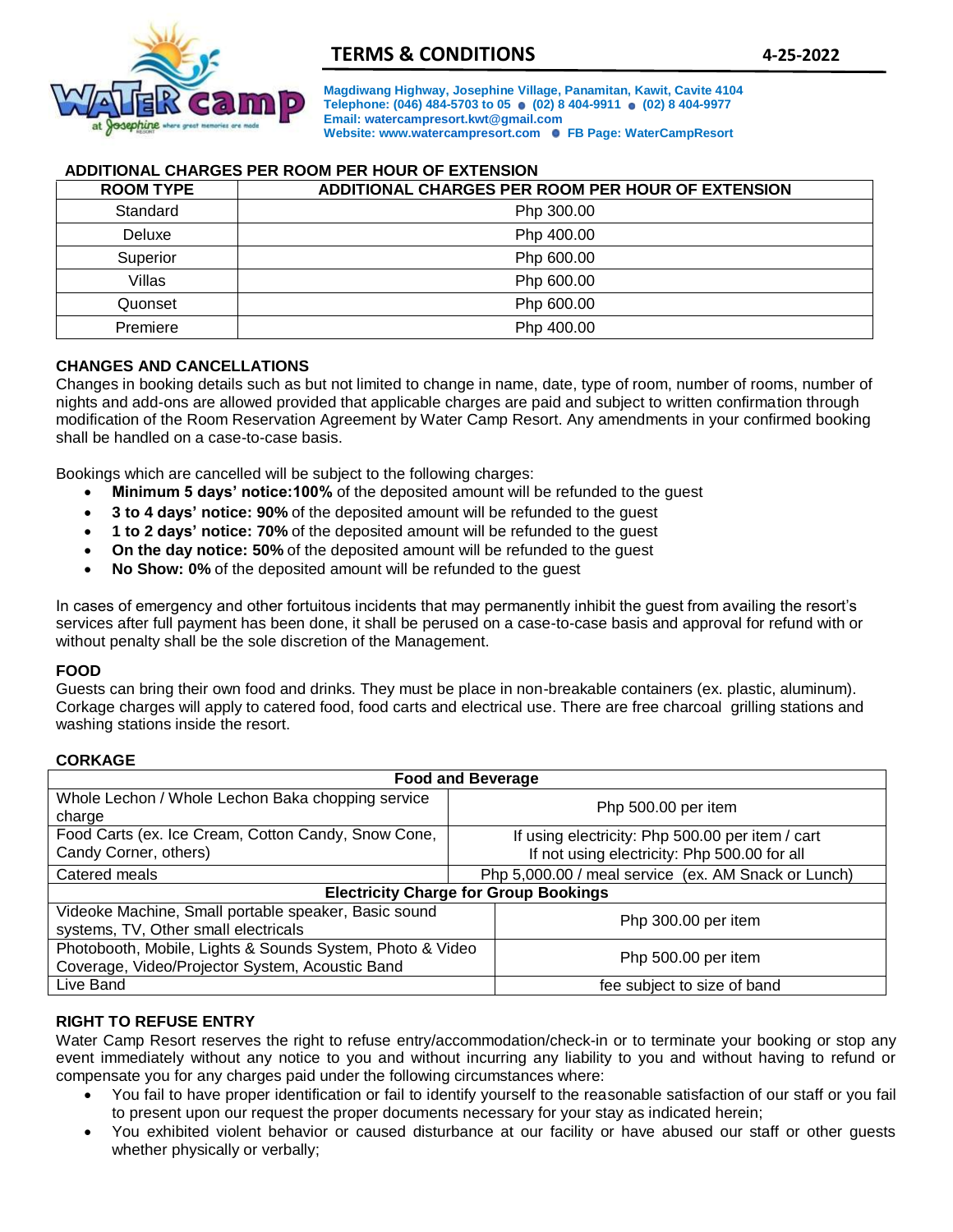# TERMS & CONDITIONS

4-25-2022

**Magdiwang Highway, Josephine Village, Panamitan, Kawit, Cavite 4104**
**Telephone: (046) 484-5703 to 05 ● (02) 8 404-9911 ● (02) 8 404-9977**
**Email: watercampresort.kwt@gmail.com**
**Website: www.watercampresort.com ● FB Page: WaterCampResort**

## ADDITIONAL CHARGES PER ROOM PER HOUR OF EXTENSION

| ROOM TYPE | ADDITIONAL CHARGES PER ROOM PER HOUR OF EXTENSION |
|---|---|
| Standard | Php 300.00 |
| Deluxe | Php 400.00 |
| Superior | Php 600.00 |
| Villas | Php 600.00 |
| Quonset | Php 600.00 |
| Premiere | Php 400.00 |

## CHANGES AND CANCELLATIONS

Changes in booking details such as but not limited to change in name, date, type of room, number of rooms, number of nights and add-ons are allowed provided that applicable charges are paid and subject to written confirmation through modification of the Room Reservation Agreement by Water Camp Resort. Any amendments in your confirmed booking shall be handled on a case-to-case basis.

Bookings which are cancelled will be subject to the following charges:

- **Minimum 5 days' notice:100%** of the deposited amount will be refunded to the guest
- **3 to 4 days' notice: 90%** of the deposited amount will be refunded to the guest
- **1 to 2 days' notice: 70%** of the deposited amount will be refunded to the guest
- **On the day notice: 50%** of the deposited amount will be refunded to the guest
- **No Show: 0%** of the deposited amount will be refunded to the guest

In cases of emergency and other fortuitous incidents that may permanently inhibit the guest from availing the resort's services after full payment has been done, it shall be perused on a case-to-case basis and approval for refund with or without penalty shall be the sole discretion of the Management.

## FOOD

Guests can bring their own food and drinks. They must be place in non-breakable containers (ex. plastic, aluminum). Corkage charges will apply to catered food, food carts and electrical use. There are free charcoal grilling stations and washing stations inside the resort.

## CORKAGE

| Food and Beverage | |
|---|---|
| Whole Lechon / Whole Lechon Baka chopping service charge | Php 500.00 per item |
| Food Carts (ex. Ice Cream, Cotton Candy, Snow Cone, Candy Corner, others) | If using electricity: Php 500.00 per item / cart<br>If not using electricity: Php 500.00 for all |
| Catered meals | Php 5,000.00 / meal service (ex. AM Snack or Lunch) |
| **Electricity Charge for Group Bookings** | |
| Videoke Machine, Small portable speaker, Basic sound systems, TV, Other small electricals | Php 300.00 per item |
| Photobooth, Mobile, Lights & Sounds System, Photo & Video Coverage, Video/Projector System, Acoustic Band | Php 500.00 per item |
| Live Band | fee subject to size of band |

## RIGHT TO REFUSE ENTRY

Water Camp Resort reserves the right to refuse entry/accommodation/check-in or to terminate your booking or stop any event immediately without any notice to you and without incurring any liability to you and without having to refund or compensate you for any charges paid under the following circumstances where:

- You fail to have proper identification or fail to identify yourself to the reasonable satisfaction of our staff or you fail to present upon our request the proper documents necessary for your stay as indicated herein;
- You exhibited violent behavior or caused disturbance at our facility or have abused our staff or other guests whether physically or verbally;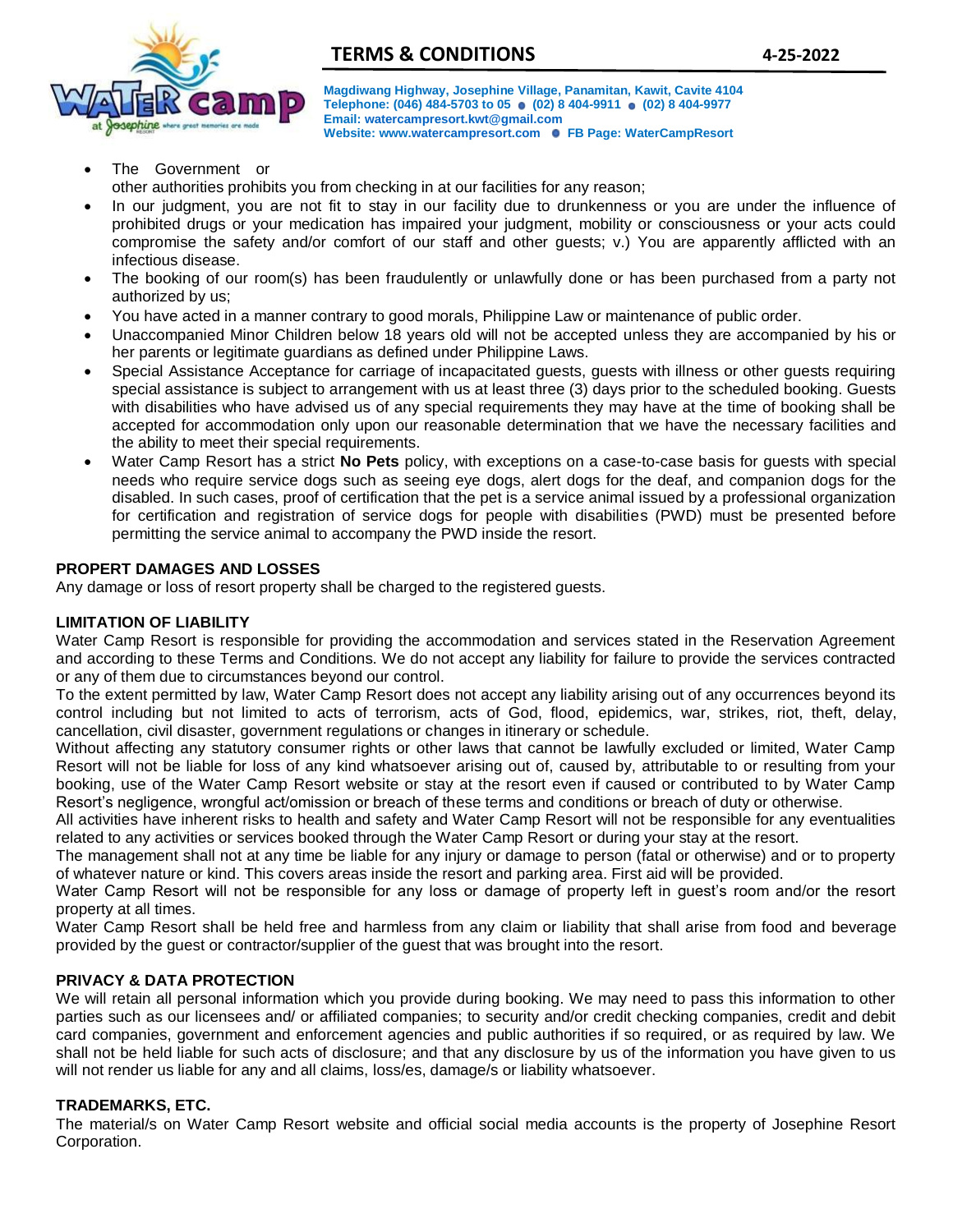- The Government or other authorities prohibits you from checking in at our facilities for any reason;
- In our judgment, you are not fit to stay in our facility due to drunkenness or you are under the influence of prohibited drugs or your medication has impaired your judgment, mobility or consciousness or your acts could compromise the safety and/or comfort of our staff and other guests; v.) You are apparently afflicted with an infectious disease.
- The booking of our room(s) has been fraudulently or unlawfully done or has been purchased from a party not authorized by us;
- You have acted in a manner contrary to good morals, Philippine Law or maintenance of public order.
- Unaccompanied Minor Children below 18 years old will not be accepted unless they are accompanied by his or her parents or legitimate guardians as defined under Philippine Laws.
- Special Assistance Acceptance for carriage of incapacitated guests, guests with illness or other guests requiring special assistance is subject to arrangement with us at least three (3) days prior to the scheduled booking. Guests with disabilities who have advised us of any special requirements they may have at the time of booking shall be accepted for accommodation only upon our reasonable determination that we have the necessary facilities and the ability to meet their special requirements.
- Water Camp Resort has a strict **No Pets** policy, with exceptions on a case-to-case basis for guests with special needs who require service dogs such as seeing eye dogs, alert dogs for the deaf, and companion dogs for the disabled. In such cases, proof of certification that the pet is a service animal issued by a professional organization for certification and registration of service dogs for people with disabilities (PWD) must be presented before permitting the service animal to accompany the PWD inside the resort.

**PROPERT DAMAGES AND LOSSES**

Any damage or loss of resort property shall be charged to the registered guests.

**LIMITATION OF LIABILITY**

Water Camp Resort is responsible for providing the accommodation and services stated in the Reservation Agreement and according to these Terms and Conditions. We do not accept any liability for failure to provide the services contracted or any of them due to circumstances beyond our control.

To the extent permitted by law, Water Camp Resort does not accept any liability arising out of any occurrences beyond its control including but not limited to acts of terrorism, acts of God, flood, epidemics, war, strikes, riot, theft, delay, cancellation, civil disaster, government regulations or changes in itinerary or schedule.

Without affecting any statutory consumer rights or other laws that cannot be lawfully excluded or limited, Water Camp Resort will not be liable for loss of any kind whatsoever arising out of, caused by, attributable to or resulting from your booking, use of the Water Camp Resort website or stay at the resort even if caused or contributed to by Water Camp Resort's negligence, wrongful act/omission or breach of these terms and conditions or breach of duty or otherwise.

All activities have inherent risks to health and safety and Water Camp Resort will not be responsible for any eventualities related to any activities or services booked through the Water Camp Resort or during your stay at the resort.

The management shall not at any time be liable for any injury or damage to person (fatal or otherwise) and or to property of whatever nature or kind. This covers areas inside the resort and parking area. First aid will be provided.

Water Camp Resort will not be responsible for any loss or damage of property left in guest's room and/or the resort property at all times.

Water Camp Resort shall be held free and harmless from any claim or liability that shall arise from food and beverage provided by the guest or contractor/supplier of the guest that was brought into the resort.

**PRIVACY & DATA PROTECTION**

We will retain all personal information which you provide during booking. We may need to pass this information to other parties such as our licensees and/ or affiliated companies; to security and/or credit checking companies, credit and debit card companies, government and enforcement agencies and public authorities if so required, or as required by law. We shall not be held liable for such acts of disclosure; and that any disclosure by us of the information you have given to us will not render us liable for any and all claims, loss/es, damage/s or liability whatsoever.

**TRADEMARKS, ETC.**

The material/s on Water Camp Resort website and official social media accounts is the property of Josephine Resort Corporation.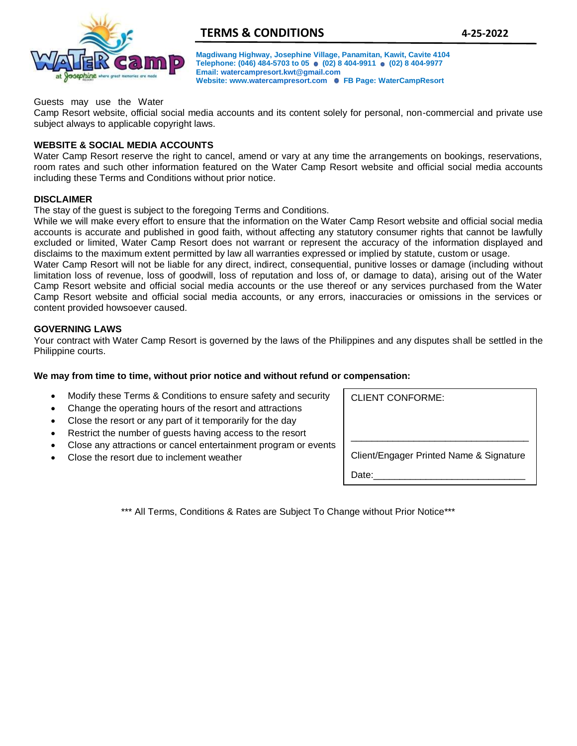Guests may use the Water Camp Resort website, official social media accounts and its content solely for personal, non-commercial and private use subject always to applicable copyright laws.

**WEBSITE & SOCIAL MEDIA ACCOUNTS**

Water Camp Resort reserve the right to cancel, amend or vary at any time the arrangements on bookings, reservations, room rates and such other information featured on the Water Camp Resort website and official social media accounts including these Terms and Conditions without prior notice.

**DISCLAIMER**

The stay of the guest is subject to the foregoing Terms and Conditions.

While we will make every effort to ensure that the information on the Water Camp Resort website and official social media accounts is accurate and published in good faith, without affecting any statutory consumer rights that cannot be lawfully excluded or limited, Water Camp Resort does not warrant or represent the accuracy of the information displayed and disclaims to the maximum extent permitted by law all warranties expressed or implied by statute, custom or usage.

Water Camp Resort will not be liable for any direct, indirect, consequential, punitive losses or damage (including without limitation loss of revenue, loss of goodwill, loss of reputation and loss of, or damage to data), arising out of the Water Camp Resort website and official social media accounts or the use thereof or any services purchased from the Water Camp Resort website and official social media accounts, or any errors, inaccuracies or omissions in the services or content provided howsoever caused.

**GOVERNING LAWS**

Your contract with Water Camp Resort is governed by the laws of the Philippines and any disputes shall be settled in the Philippine courts.

**We may from time to time, without prior notice and without refund or compensation:**

- Modify these Terms & Conditions to ensure safety and security
- Change the operating hours of the resort and attractions
- Close the resort or any part of it temporarily for the day
- Restrict the number of guests having access to the resort
- Close any attractions or cancel entertainment program or events
- Close the resort due to inclement weather

CLIENT CONFORME:

\_\_\_\_\_\_\_\_\_\_\_\_\_\_\_\_\_\_\_\_\_\_\_\_\_\_\_\_\_\_\_\_

Client/Engager Printed Name & Signature

Date:\_\_\_\_\_\_\_\_\_\_\_\_\_\_\_\_\_\_\_\_\_\_\_\_\_\_\_

\*\*\* All Terms, Conditions & Rates are Subject To Change without Prior Notice\*\*\*